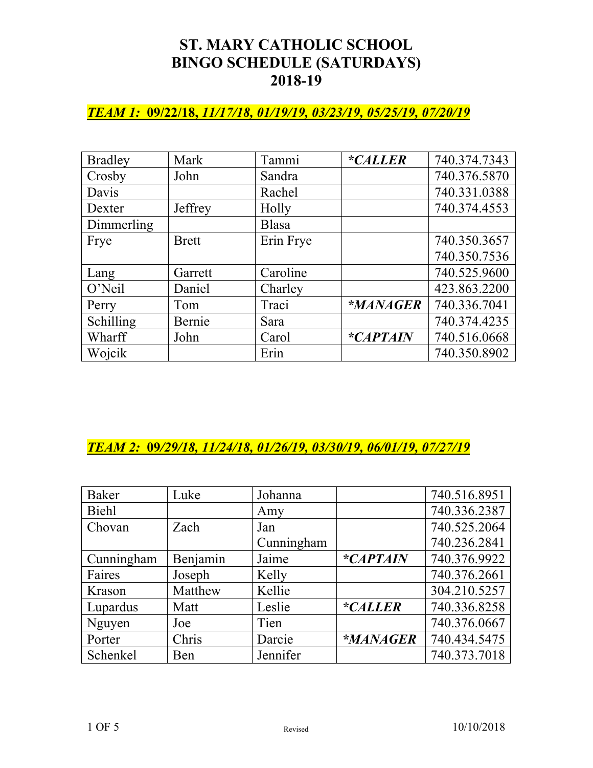# ST. MARY CATHOLIC SCHOOL
# BINGO SCHEDULE (SATURDAYS)
# 2018-19

## ***TEAM 1:* 09/22/18, *11/17/18, 01/19/19, 03/23/19, 05/25/19, 07/20/19***

| | | | | |
|---|---|---|---|---|
| Bradley | Mark | Tammi | ***CALLER** | 740.374.7343 |
| Crosby | John | Sandra | | 740.376.5870 |
| Davis | | Rachel | | 740.331.0388 |
| Dexter | Jeffrey | Holly | | 740.374.4553 |
| Dimmerling | | Blasa | | |
| Frye | Brett | Erin Frye | | 740.350.3657<br>740.350.7536 |
| Lang | Garrett | Caroline | | 740.525.9600 |
| O'Neil | Daniel | Charley | | 423.863.2200 |
| Perry | Tom | Traci | ***MANAGER** | 740.336.7041 |
| Schilling | Bernie | Sara | | 740.374.4235 |
| Wharff | John | Carol | ***CAPTAIN** | 740.516.0668 |
| Wojcik | | Erin | | 740.350.8902 |

## ***TEAM 2:* 09/29/18, 11/24/18, 01/26/19, 03/30/19, 06/01/19, 07/27/19**

| | | | | |
|---|---|---|---|---|
| Baker | Luke | Johanna | | 740.516.8951 |
| Biehl | | Amy | | 740.336.2387 |
| Chovan | Zach | Jan<br>Cunningham | | 740.525.2064<br>740.236.2841 |
| Cunningham | Benjamin | Jaime | ***CAPTAIN** | 740.376.9922 |
| Faires | Joseph | Kelly | | 740.376.2661 |
| Krason | Matthew | Kellie | | 304.210.5257 |
| Lupardus | Matt | Leslie | ***CALLER** | 740.336.8258 |
| Nguyen | Joe | Tien | | 740.376.0667 |
| Porter | Chris | Darcie | ***MANAGER** | 740.434.5475 |
| Schenkel | Ben | Jennifer | | 740.373.7018 |

Revised 10/10/2018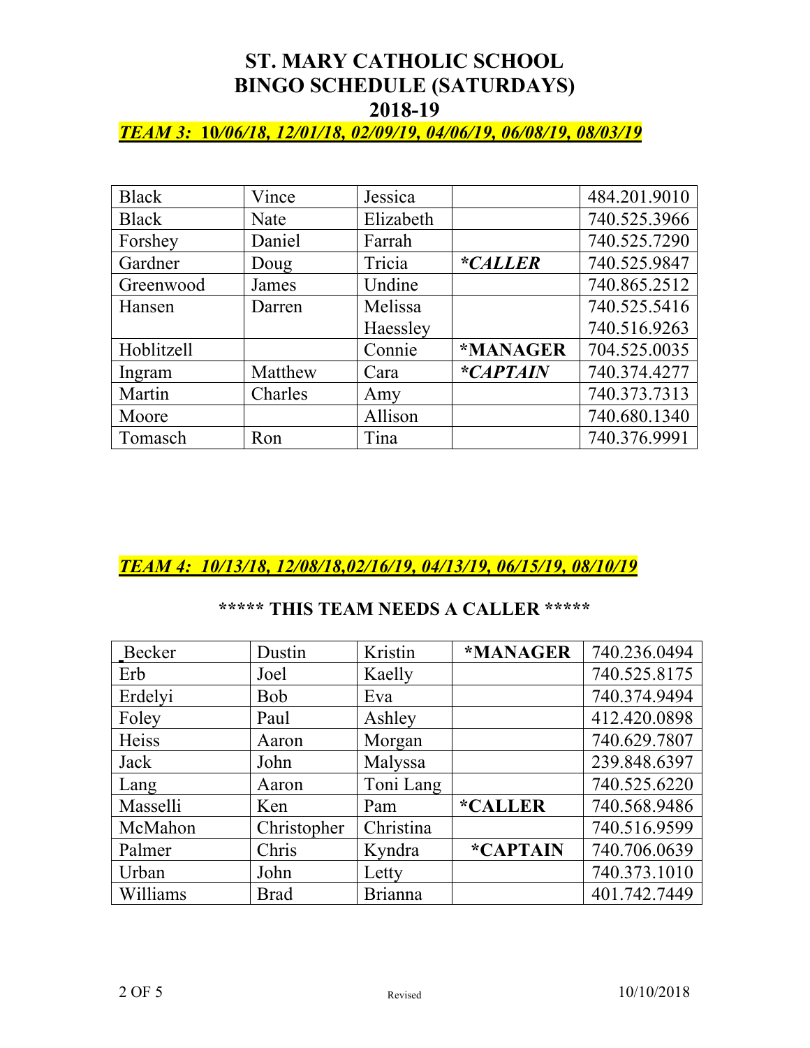# ST. MARY CATHOLIC SCHOOL
# BINGO SCHEDULE (SATURDAYS)
# 2018-19

***TEAM 3: 10/06/18, 12/01/18, 02/09/19, 04/06/19, 06/08/19, 08/03/19***

| | | | | |
|---|---|---|---|---|
| Black | Vince | Jessica | | 484.201.9010 |
| Black | Nate | Elizabeth | | 740.525.3966 |
| Forshey | Daniel | Farrah | | 740.525.7290 |
| Gardner | Doug | Tricia | ***CALLER** | 740.525.9847 |
| Greenwood | James | Undine | | 740.865.2512 |
| Hansen | Darren | Melissa<br>Haessley | | 740.525.5416<br>740.516.9263 |
| Hoblitzell | | Connie | ***MANAGER** | 704.525.0035 |
| Ingram | Matthew | Cara | ***CAPTAIN** | 740.374.4277 |
| Martin | Charles | Amy | | 740.373.7313 |
| Moore | | Allison | | 740.680.1340 |
| Tomasch | Ron | Tina | | 740.376.9991 |

***TEAM 4: 10/13/18, 12/08/18,02/16/19, 04/13/19, 06/15/19, 08/10/19***

**\*\*\*\*\* THIS TEAM NEEDS A CALLER \*\*\*\*\***

| | | | | |
|---|---|---|---|---|
| Becker | Dustin | Kristin | ***MANAGER** | 740.236.0494 |
| Erb | Joel | Kaelly | | 740.525.8175 |
| Erdelyi | Bob | Eva | | 740.374.9494 |
| Foley | Paul | Ashley | | 412.420.0898 |
| Heiss | Aaron | Morgan | | 740.629.7807 |
| Jack | John | Malyssa | | 239.848.6397 |
| Lang | Aaron | Toni Lang | | 740.525.6220 |
| Masselli | Ken | Pam | ***CALLER** | 740.568.9486 |
| McMahon | Christopher | Christina | | 740.516.9599 |
| Palmer | Chris | Kyndra | ***CAPTAIN** | 740.706.0639 |
| Urban | John | Letty | | 740.373.1010 |
| Williams | Brad | Brianna | | 401.742.7449 |

Revised 10/10/2018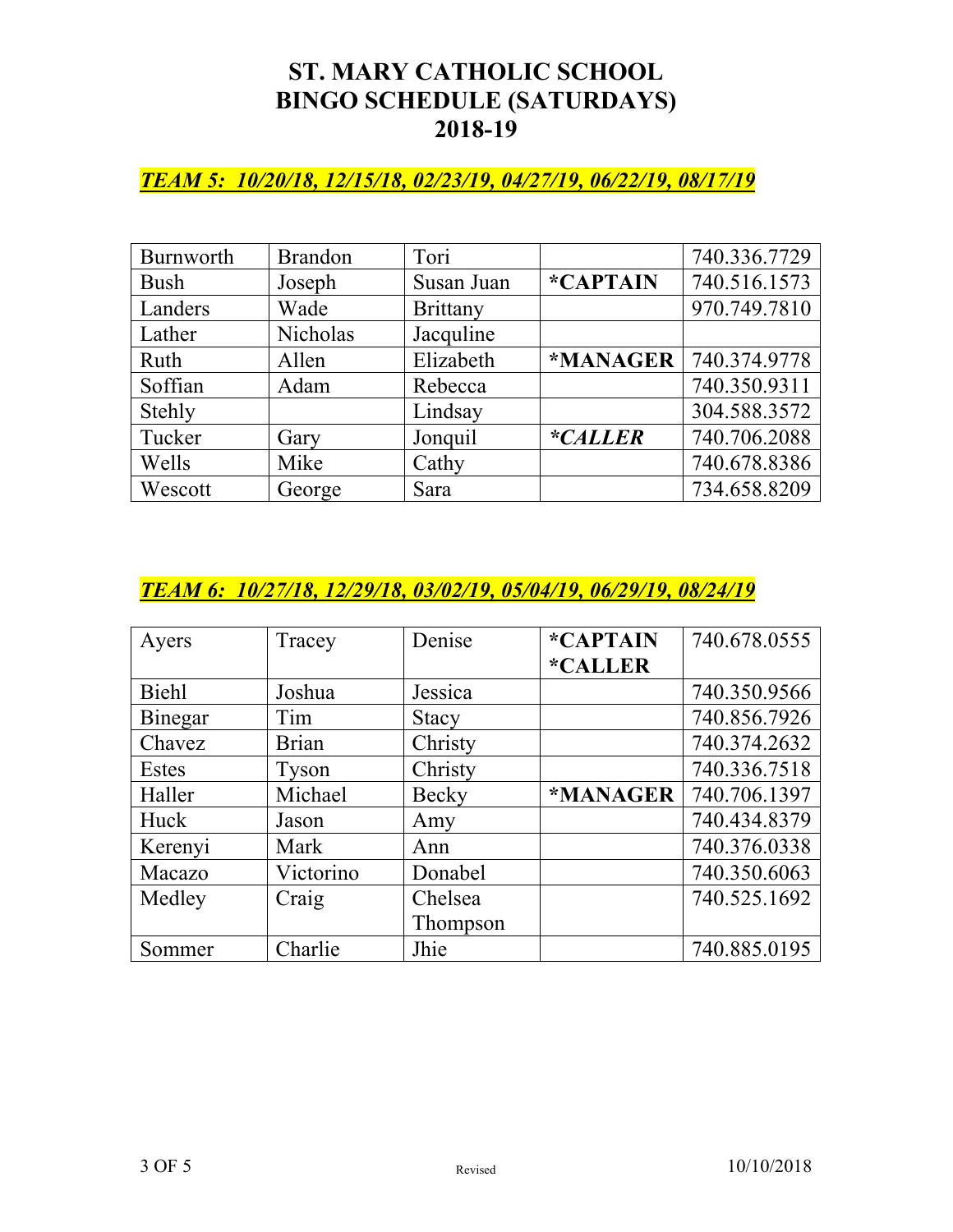# ST. MARY CATHOLIC SCHOOL
# BINGO SCHEDULE (SATURDAYS)
# 2018-19

## ***TEAM 5: 10/20/18, 12/15/18, 02/23/19, 04/27/19, 06/22/19, 08/17/19***

| | | | | |
|---|---|---|---|---|
| Burnworth | Brandon | Tori | | 740.336.7729 |
| Bush | Joseph | Susan Juan | **\*CAPTAIN** | 740.516.1573 |
| Landers | Wade | Brittany | | 970.749.7810 |
| Lather | Nicholas | Jacquline | | |
| Ruth | Allen | Elizabeth | **\*MANAGER** | 740.374.9778 |
| Soffian | Adam | Rebecca | | 740.350.9311 |
| Stehly | | Lindsay | | 304.588.3572 |
| Tucker | Gary | Jonquil | ***\*CALLER*** | 740.706.2088 |
| Wells | Mike | Cathy | | 740.678.8386 |
| Wescott | George | Sara | | 734.658.8209 |

## ***TEAM 6: 10/27/18, 12/29/18, 03/02/19, 05/04/19, 06/29/19, 08/24/19***

| | | | | |
|---|---|---|---|---|
| Ayers | Tracey | Denise | **\*CAPTAIN** **\*CALLER** | 740.678.0555 |
| Biehl | Joshua | Jessica | | 740.350.9566 |
| Binegar | Tim | Stacy | | 740.856.7926 |
| Chavez | Brian | Christy | | 740.374.2632 |
| Estes | Tyson | Christy | | 740.336.7518 |
| Haller | Michael | Becky | **\*MANAGER** | 740.706.1397 |
| Huck | Jason | Amy | | 740.434.8379 |
| Kerenyi | Mark | Ann | | 740.376.0338 |
| Macazo | Victorino | Donabel | | 740.350.6063 |
| Medley | Craig | Chelsea Thompson | | 740.525.1692 |
| Sommer | Charlie | Jhie | | 740.885.0195 |

Revised 10/10/2018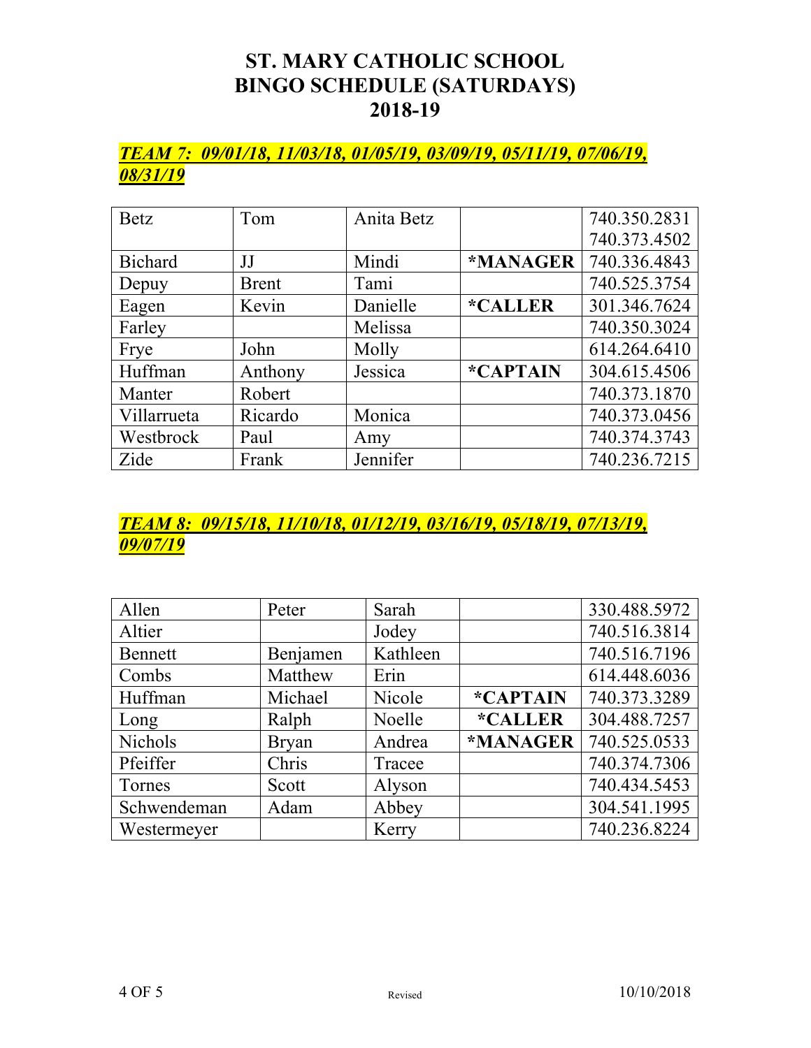# ST. MARY CATHOLIC SCHOOL
# BINGO SCHEDULE (SATURDAYS)
# 2018-19

## ***TEAM 7: 09/01/18, 11/03/18, 01/05/19, 03/09/19, 05/11/19, 07/06/19, 08/31/19***

| | | | | |
|---|---|---|---|---|
| Betz | Tom | Anita Betz | | 740.350.2831<br>740.373.4502 |
| Bichard | JJ | Mindi | ***MANAGER** | 740.336.4843 |
| Depuy | Brent | Tami | | 740.525.3754 |
| Eagen | Kevin | Danielle | ***CALLER** | 301.346.7624 |
| Farley | | Melissa | | 740.350.3024 |
| Frye | John | Molly | | 614.264.6410 |
| Huffman | Anthony | Jessica | ***CAPTAIN** | 304.615.4506 |
| Manter | Robert | | | 740.373.1870 |
| Villarrueta | Ricardo | Monica | | 740.373.0456 |
| Westbrock | Paul | Amy | | 740.374.3743 |
| Zide | Frank | Jennifer | | 740.236.7215 |

## ***TEAM 8: 09/15/18, 11/10/18, 01/12/19, 03/16/19, 05/18/19, 07/13/19, 09/07/19***

| | | | | |
|---|---|---|---|---|
| Allen | Peter | Sarah | | 330.488.5972 |
| Altier | | Jodey | | 740.516.3814 |
| Bennett | Benjamen | Kathleen | | 740.516.7196 |
| Combs | Matthew | Erin | | 614.448.6036 |
| Huffman | Michael | Nicole | ***CAPTAIN** | 740.373.3289 |
| Long | Ralph | Noelle | ***CALLER** | 304.488.7257 |
| Nichols | Bryan | Andrea | ***MANAGER** | 740.525.0533 |
| Pfeiffer | Chris | Tracee | | 740.374.7306 |
| Tornes | Scott | Alyson | | 740.434.5453 |
| Schwendeman | Adam | Abbey | | 304.541.1995 |
| Westermeyer | | Kerry | | 740.236.8224 |

Revised 10/10/2018